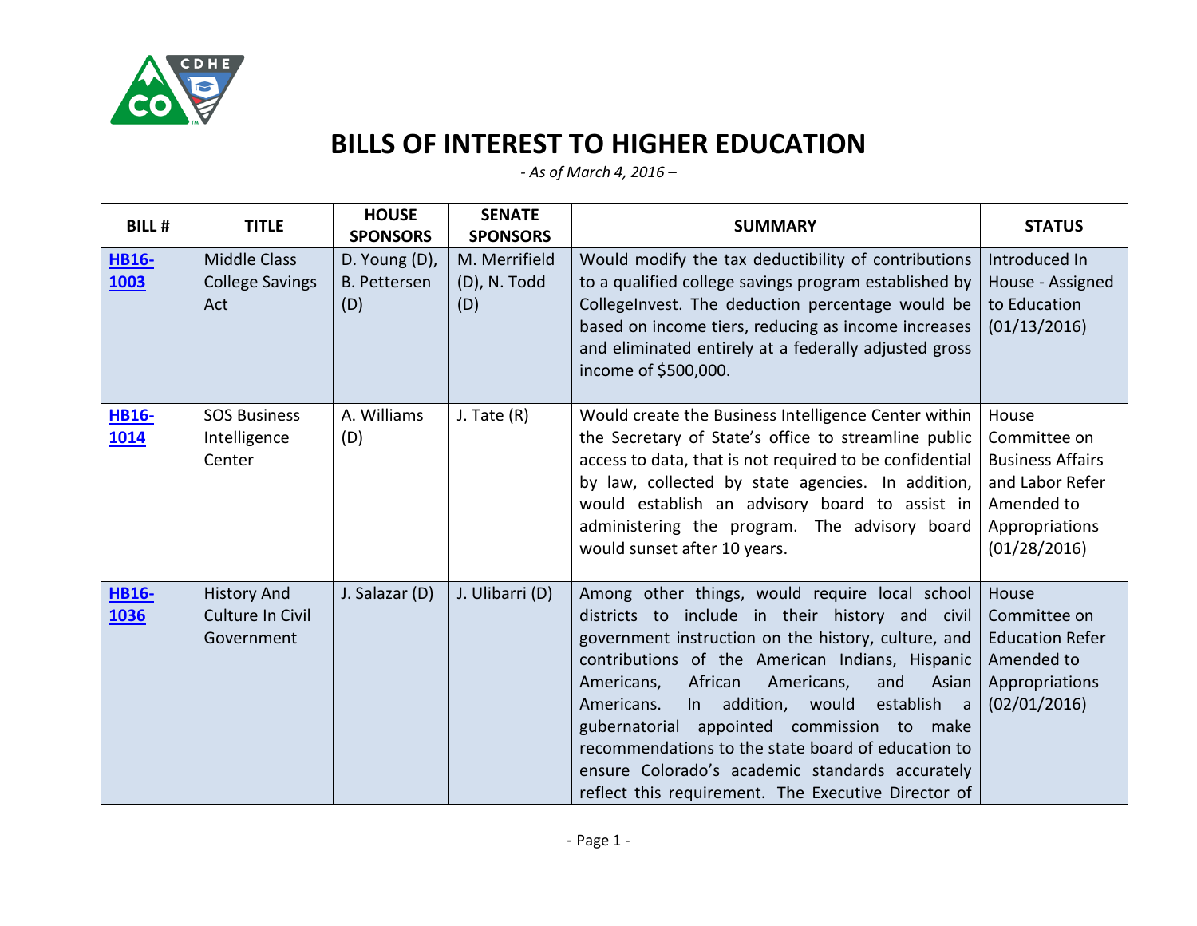# BILLS OF INTEREST TO HIGHER EDUCATION

*- As of March 4, 2016 –*

| BILL # | TITLE | HOUSE SPONSORS | SENATE SPONSORS | SUMMARY | STATUS |
|---|---|---|---|---|---|
| **HB16-1003** | Middle Class College Savings Act | D. Young (D), B. Pettersen (D) | M. Merrifield (D), N. Todd (D) | Would modify the tax deductibility of contributions to a qualified college savings program established by CollegeInvest. The deduction percentage would be based on income tiers, reducing as income increases and eliminated entirely at a federally adjusted gross income of $500,000. | Introduced In House - Assigned to Education (01/13/2016) |
| **HB16-1014** | SOS Business Intelligence Center | A. Williams (D) | J. Tate (R) | Would create the Business Intelligence Center within the Secretary of State's office to streamline public access to data, that is not required to be confidential by law, collected by state agencies. In addition, would establish an advisory board to assist in administering the program. The advisory board would sunset after 10 years. | House Committee on Business Affairs and Labor Refer Amended to Appropriations (01/28/2016) |
| **HB16-1036** | History And Culture In Civil Government | J. Salazar (D) | J. Ulibarri (D) | Among other things, would require local school districts to include in their history and civil government instruction on the history, culture, and contributions of the American Indians, Hispanic Americans, African Americans, and Asian Americans. In addition, would establish a gubernatorial appointed commission to make recommendations to the state board of education to ensure Colorado's academic standards accurately reflect this requirement. The Executive Director of | House Committee on Education Refer Amended to Appropriations (02/01/2016) |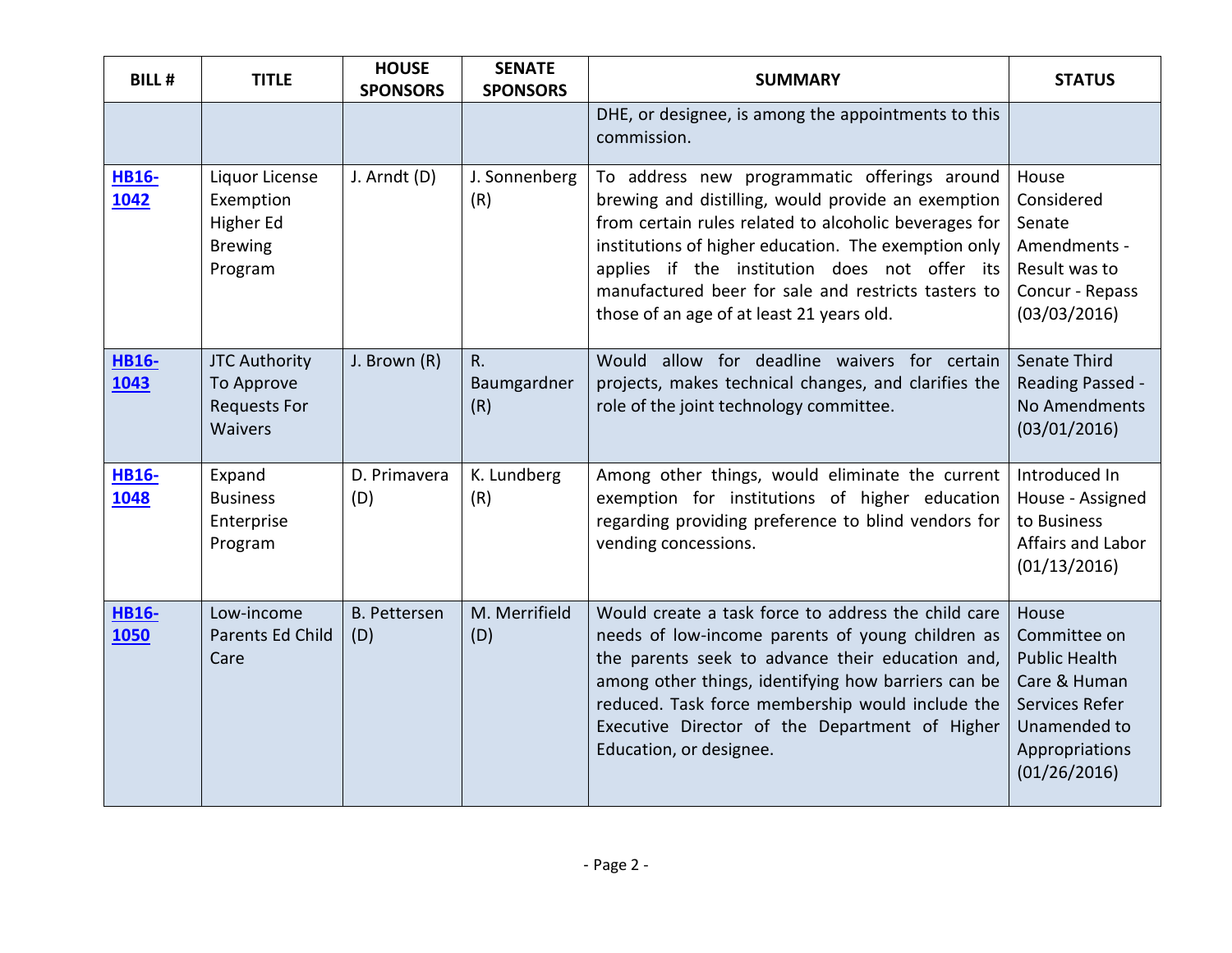| BILL # | TITLE | HOUSE SPONSORS | SENATE SPONSORS | SUMMARY | STATUS |
|---|---|---|---|---|---|
| | | | | DHE, or designee, is among the appointments to this commission. | |
| **HB16-1042** | Liquor License Exemption Higher Ed Brewing Program | J. Arndt (D) | J. Sonnenberg (R) | To address new programmatic offerings around brewing and distilling, would provide an exemption from certain rules related to alcoholic beverages for institutions of higher education. The exemption only applies if the institution does not offer its manufactured beer for sale and restricts tasters to those of an age of at least 21 years old. | House Considered Senate Amendments - Result was to Concur - Repass (03/03/2016) |
| **HB16-1043** | JTC Authority To Approve Requests For Waivers | J. Brown (R) | R. Baumgardner (R) | Would allow for deadline waivers for certain projects, makes technical changes, and clarifies the role of the joint technology committee. | Senate Third Reading Passed - No Amendments (03/01/2016) |
| **HB16-1048** | Expand Business Enterprise Program | D. Primavera (D) | K. Lundberg (R) | Among other things, would eliminate the current exemption for institutions of higher education regarding providing preference to blind vendors for vending concessions. | Introduced In House - Assigned to Business Affairs and Labor (01/13/2016) |
| **HB16-1050** | Low-income Parents Ed Child Care | B. Pettersen (D) | M. Merrifield (D) | Would create a task force to address the child care needs of low-income parents of young children as the parents seek to advance their education and, among other things, identifying how barriers can be reduced. Task force membership would include the Executive Director of the Department of Higher Education, or designee. | House Committee on Public Health Care & Human Services Refer Unamended to Appropriations (01/26/2016) |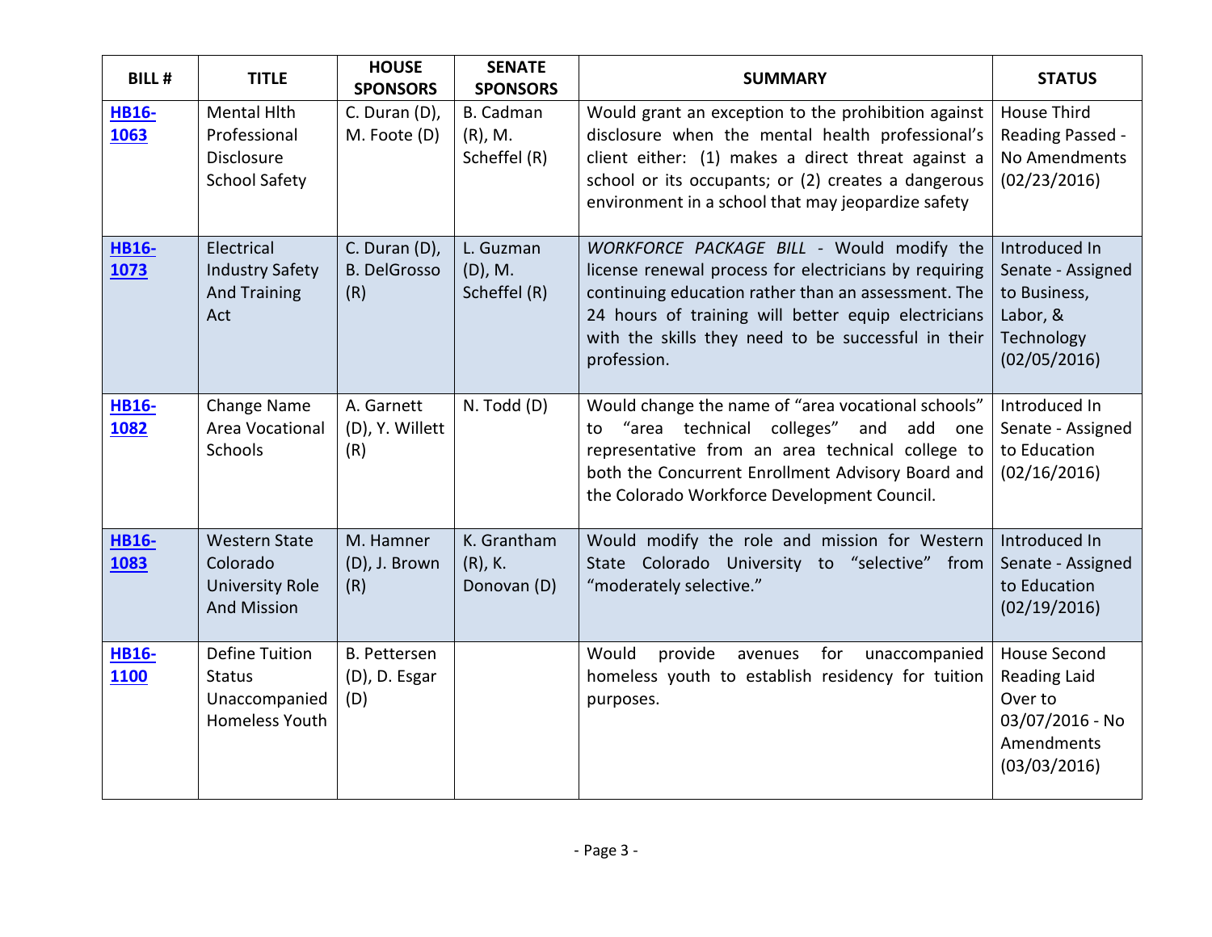| BILL # | TITLE | HOUSE SPONSORS | SENATE SPONSORS | SUMMARY | STATUS |
|---|---|---|---|---|---|
| **HB16-1063** | Mental Hlth Professional Disclosure School Safety | C. Duran (D), M. Foote (D) | B. Cadman (R), M. Scheffel (R) | Would grant an exception to the prohibition against disclosure when the mental health professional's client either: (1) makes a direct threat against a school or its occupants; or (2) creates a dangerous environment in a school that may jeopardize safety | House Third Reading Passed - No Amendments (02/23/2016) |
| **HB16-1073** | Electrical Industry Safety And Training Act | C. Duran (D), B. DelGrosso (R) | L. Guzman (D), M. Scheffel (R) | *WORKFORCE PACKAGE BILL* - Would modify the license renewal process for electricians by requiring continuing education rather than an assessment. The 24 hours of training will better equip electricians with the skills they need to be successful in their profession. | Introduced In Senate - Assigned to Business, Labor, & Technology (02/05/2016) |
| **HB16-1082** | Change Name Area Vocational Schools | A. Garnett (D), Y. Willett (R) | N. Todd (D) | Would change the name of "area vocational schools" to "area technical colleges" and add one representative from an area technical college to both the Concurrent Enrollment Advisory Board and the Colorado Workforce Development Council. | Introduced In Senate - Assigned to Education (02/16/2016) |
| **HB16-1083** | Western State Colorado University Role And Mission | M. Hamner (D), J. Brown (R) | K. Grantham (R), K. Donovan (D) | Would modify the role and mission for Western State Colorado University to "selective" from "moderately selective." | Introduced In Senate - Assigned to Education (02/19/2016) |
| **HB16-1100** | Define Tuition Status Unaccompanied Homeless Youth | B. Pettersen (D), D. Esgar (D) | | Would provide avenues for unaccompanied homeless youth to establish residency for tuition purposes. | House Second Reading Laid Over to 03/07/2016 - No Amendments (03/03/2016) |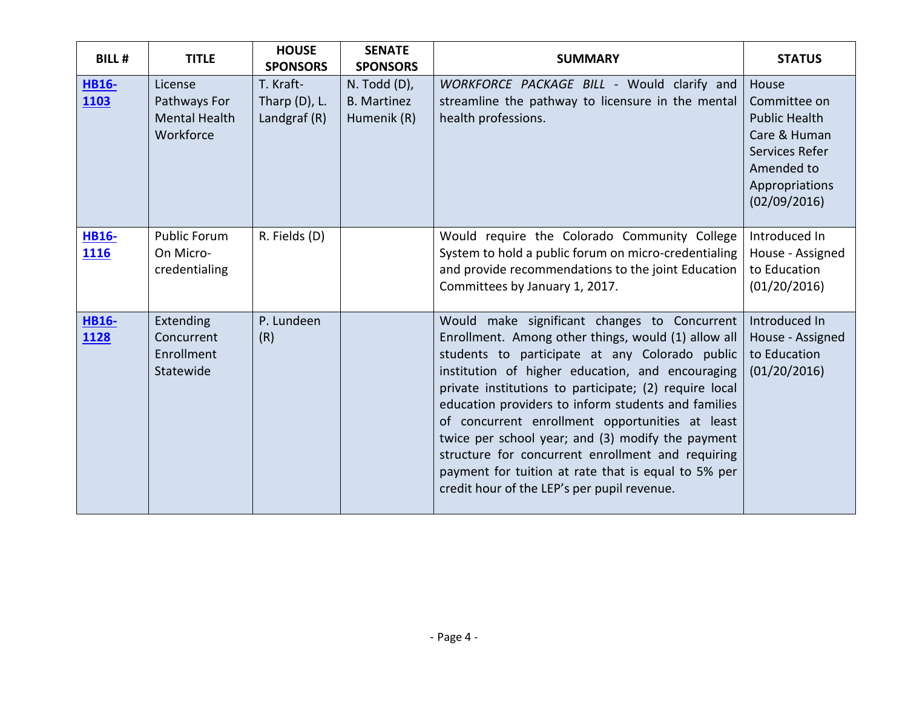| BILL # | TITLE | HOUSE SPONSORS | SENATE SPONSORS | SUMMARY | STATUS |
|---|---|---|---|---|---|
| **HB16-1103** | License Pathways For Mental Health Workforce | T. Kraft-Tharp (D), L. Landgraf (R) | N. Todd (D), B. Martinez Humenik (R) | *WORKFORCE PACKAGE BILL* - Would clarify and streamline the pathway to licensure in the mental health professions. | House Committee on Public Health Care & Human Services Refer Amended to Appropriations (02/09/2016) |
| **HB16-1116** | Public Forum On Micro-credentialing | R. Fields (D) | | Would require the Colorado Community College System to hold a public forum on micro-credentialing and provide recommendations to the joint Education Committees by January 1, 2017. | Introduced In House - Assigned to Education (01/20/2016) |
| **HB16-1128** | Extending Concurrent Enrollment Statewide | P. Lundeen (R) | | Would make significant changes to Concurrent Enrollment. Among other things, would (1) allow all students to participate at any Colorado public institution of higher education, and encouraging private institutions to participate; (2) require local education providers to inform students and families of concurrent enrollment opportunities at least twice per school year; and (3) modify the payment structure for concurrent enrollment and requiring payment for tuition at rate that is equal to 5% per credit hour of the LEP's per pupil revenue. | Introduced In House - Assigned to Education (01/20/2016) |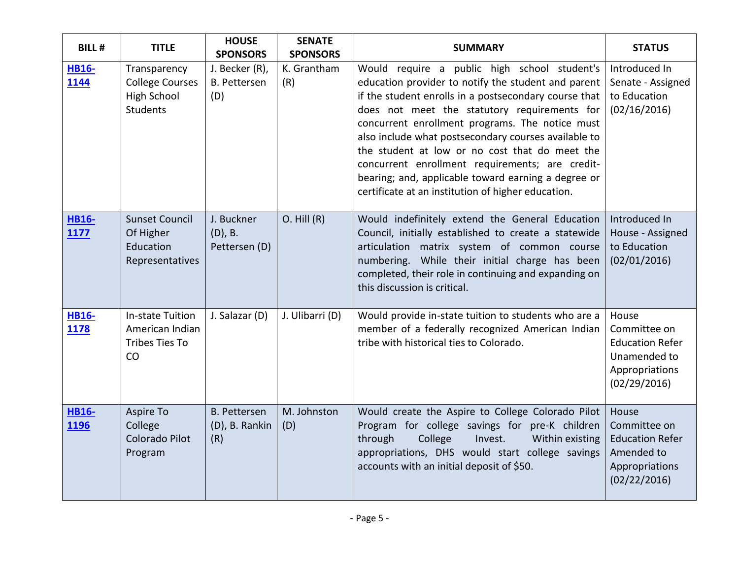| BILL # | TITLE | HOUSE SPONSORS | SENATE SPONSORS | SUMMARY | STATUS |
|---|---|---|---|---|---|
| **HB16-1144** | Transparency College Courses High School Students | J. Becker (R), B. Pettersen (D) | K. Grantham (R) | Would require a public high school student's education provider to notify the student and parent if the student enrolls in a postsecondary course that does not meet the statutory requirements for concurrent enrollment programs. The notice must also include what postsecondary courses available to the student at low or no cost that do meet the concurrent enrollment requirements; are credit-bearing; and, applicable toward earning a degree or certificate at an institution of higher education. | Introduced In Senate - Assigned to Education (02/16/2016) |
| **HB16-1177** | Sunset Council Of Higher Education Representatives | J. Buckner (D), B. Pettersen (D) | O. Hill (R) | Would indefinitely extend the General Education Council, initially established to create a statewide articulation matrix system of common course numbering. While their initial charge has been completed, their role in continuing and expanding on this discussion is critical. | Introduced In House - Assigned to Education (02/01/2016) |
| **HB16-1178** | In-state Tuition American Indian Tribes Ties To CO | J. Salazar (D) | J. Ulibarri (D) | Would provide in-state tuition to students who are a member of a federally recognized American Indian tribe with historical ties to Colorado. | House Committee on Education Refer Unamended to Appropriations (02/29/2016) |
| **HB16-1196** | Aspire To College Colorado Pilot Program | B. Pettersen (D), B. Rankin (R) | M. Johnston (D) | Would create the Aspire to College Colorado Pilot Program for college savings for pre-K children through College Invest. Within existing appropriations, DHS would start college savings accounts with an initial deposit of $50. | House Committee on Education Refer Amended to Appropriations (02/22/2016) |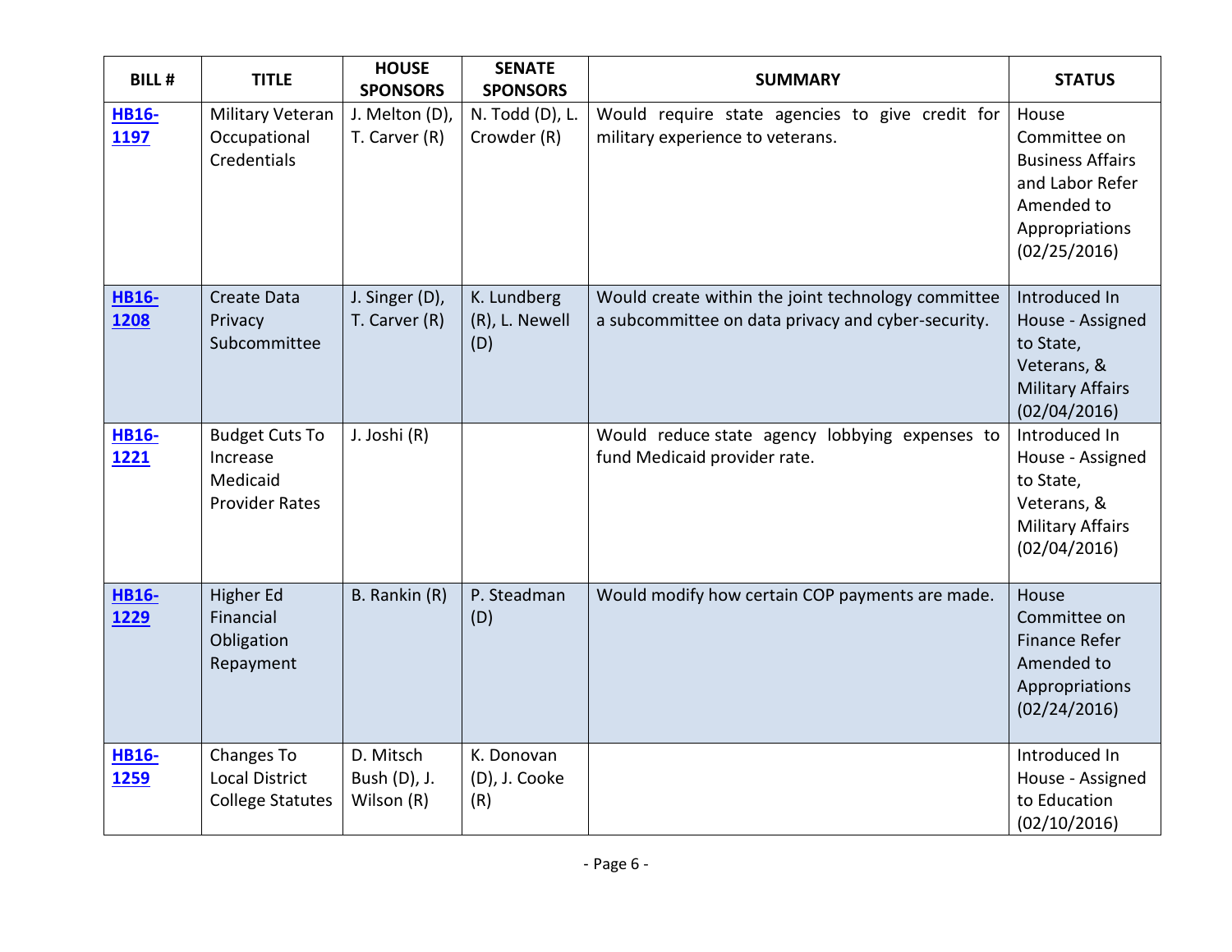| BILL # | TITLE | HOUSE SPONSORS | SENATE SPONSORS | SUMMARY | STATUS |
|---|---|---|---|---|---|
| **HB16-1197** | Military Veteran Occupational Credentials | J. Melton (D), T. Carver (R) | N. Todd (D), L. Crowder (R) | Would require state agencies to give credit for military experience to veterans. | House Committee on Business Affairs and Labor Refer Amended to Appropriations (02/25/2016) |
| **HB16-1208** | Create Data Privacy Subcommittee | J. Singer (D), T. Carver (R) | K. Lundberg (R), L. Newell (D) | Would create within the joint technology committee a subcommittee on data privacy and cyber-security. | Introduced In House - Assigned to State, Veterans, & Military Affairs (02/04/2016) |
| **HB16-1221** | Budget Cuts To Increase Medicaid Provider Rates | J. Joshi (R) | | Would reduce state agency lobbying expenses to fund Medicaid provider rate. | Introduced In House - Assigned to State, Veterans, & Military Affairs (02/04/2016) |
| **HB16-1229** | Higher Ed Financial Obligation Repayment | B. Rankin (R) | P. Steadman (D) | Would modify how certain COP payments are made. | House Committee on Finance Refer Amended to Appropriations (02/24/2016) |
| **HB16-1259** | Changes To Local District College Statutes | D. Mitsch Bush (D), J. Wilson (R) | K. Donovan (D), J. Cooke (R) | | Introduced In House - Assigned to Education (02/10/2016) |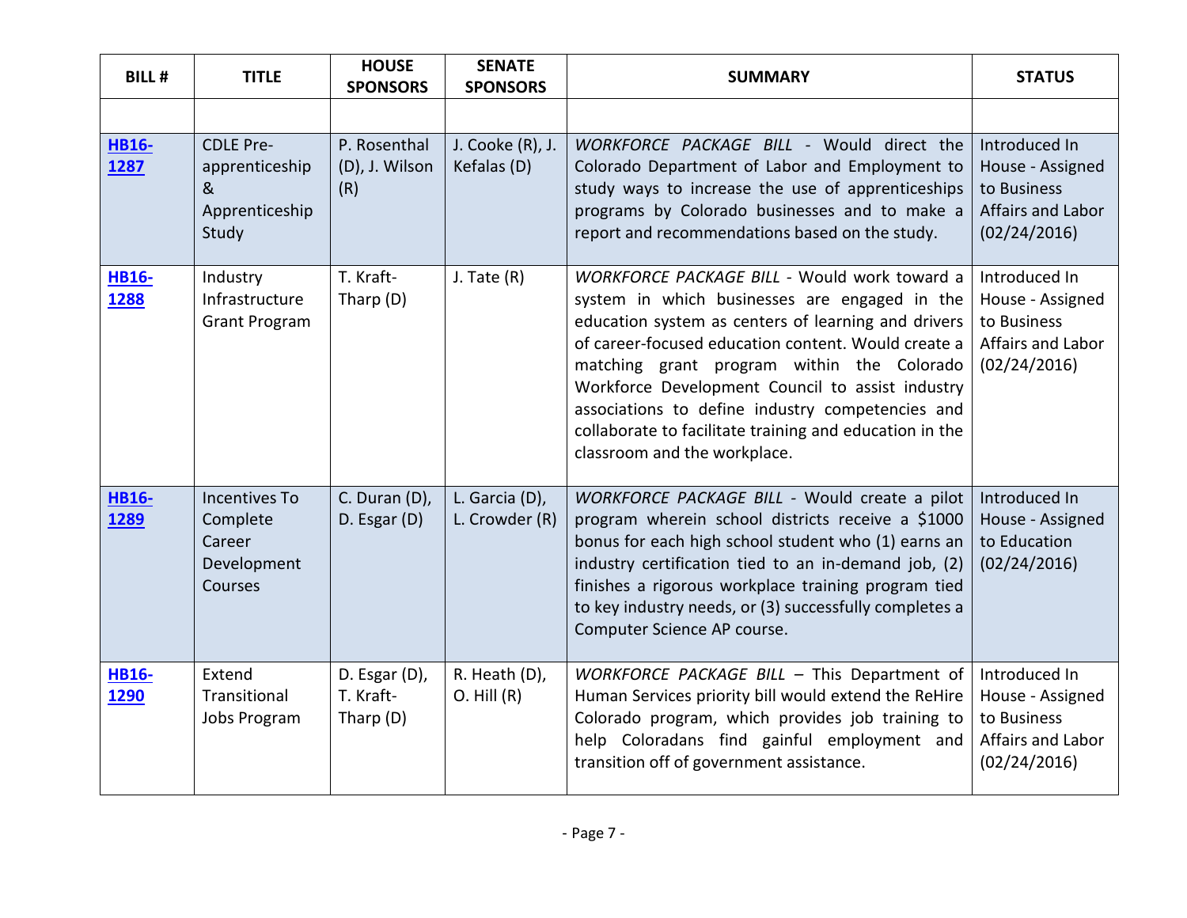| BILL # | TITLE | HOUSE SPONSORS | SENATE SPONSORS | SUMMARY | STATUS |
|---|---|---|---|---|---|
| | | | | | |
| **HB16-1287** | CDLE Pre-apprenticeship & Apprenticeship Study | P. Rosenthal (D), J. Wilson (R) | J. Cooke (R), J. Kefalas (D) | *WORKFORCE PACKAGE BILL* - Would direct the Colorado Department of Labor and Employment to study ways to increase the use of apprenticeships programs by Colorado businesses and to make a report and recommendations based on the study. | Introduced In House - Assigned to Business Affairs and Labor (02/24/2016) |
| **HB16-1288** | Industry Infrastructure Grant Program | T. Kraft-Tharp (D) | J. Tate (R) | *WORKFORCE PACKAGE BILL* - Would work toward a system in which businesses are engaged in the education system as centers of learning and drivers of career-focused education content. Would create a matching grant program within the Colorado Workforce Development Council to assist industry associations to define industry competencies and collaborate to facilitate training and education in the classroom and the workplace. | Introduced In House - Assigned to Business Affairs and Labor (02/24/2016) |
| **HB16-1289** | Incentives To Complete Career Development Courses | C. Duran (D), D. Esgar (D) | L. Garcia (D), L. Crowder (R) | *WORKFORCE PACKAGE BILL* - Would create a pilot program wherein school districts receive a $1000 bonus for each high school student who (1) earns an industry certification tied to an in-demand job, (2) finishes a rigorous workplace training program tied to key industry needs, or (3) successfully completes a Computer Science AP course. | Introduced In House - Assigned to Education (02/24/2016) |
| **HB16-1290** | Extend Transitional Jobs Program | D. Esgar (D), T. Kraft-Tharp (D) | R. Heath (D), O. Hill (R) | *WORKFORCE PACKAGE BILL* – This Department of Human Services priority bill would extend the ReHire Colorado program, which provides job training to help Coloradans find gainful employment and transition off of government assistance. | Introduced In House - Assigned to Business Affairs and Labor (02/24/2016) |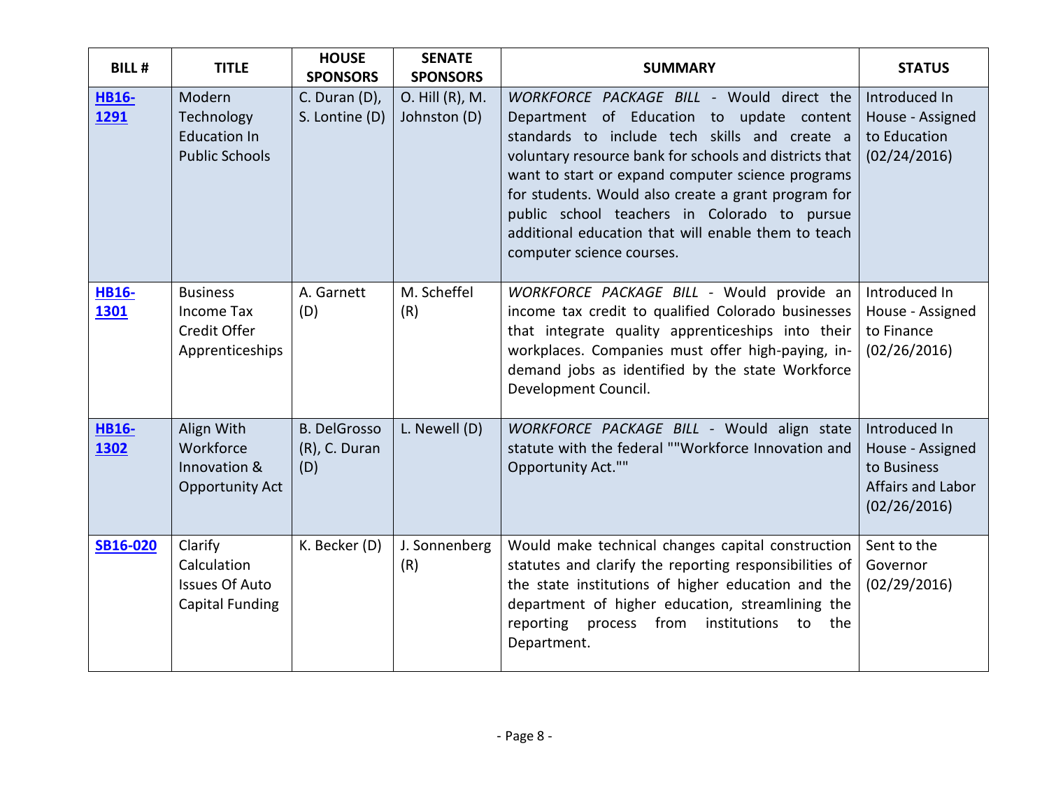| BILL # | TITLE | HOUSE SPONSORS | SENATE SPONSORS | SUMMARY | STATUS |
|---|---|---|---|---|---|
| HB16-1291 | Modern Technology Education In Public Schools | C. Duran (D), S. Lontine (D) | O. Hill (R), M. Johnston (D) | *WORKFORCE PACKAGE BILL* - Would direct the Department of Education to update content standards to include tech skills and create a voluntary resource bank for schools and districts that want to start or expand computer science programs for students. Would also create a grant program for public school teachers in Colorado to pursue additional education that will enable them to teach computer science courses. | Introduced In House - Assigned to Education (02/24/2016) |
| HB16-1301 | Business Income Tax Credit Offer Apprenticeships | A. Garnett (D) | M. Scheffel (R) | *WORKFORCE PACKAGE BILL* - Would provide an income tax credit to qualified Colorado businesses that integrate quality apprenticeships into their workplaces. Companies must offer high-paying, in-demand jobs as identified by the state Workforce Development Council. | Introduced In House - Assigned to Finance (02/26/2016) |
| HB16-1302 | Align With Workforce Innovation & Opportunity Act | B. DelGrosso (R), C. Duran (D) | L. Newell (D) | *WORKFORCE PACKAGE BILL* - Would align state statute with the federal ""Workforce Innovation and Opportunity Act."" | Introduced In House - Assigned to Business Affairs and Labor (02/26/2016) |
| SB16-020 | Clarify Calculation Issues Of Auto Capital Funding | K. Becker (D) | J. Sonnenberg (R) | Would make technical changes capital construction statutes and clarify the reporting responsibilities of the state institutions of higher education and the department of higher education, streamlining the reporting process from institutions to the Department. | Sent to the Governor (02/29/2016) |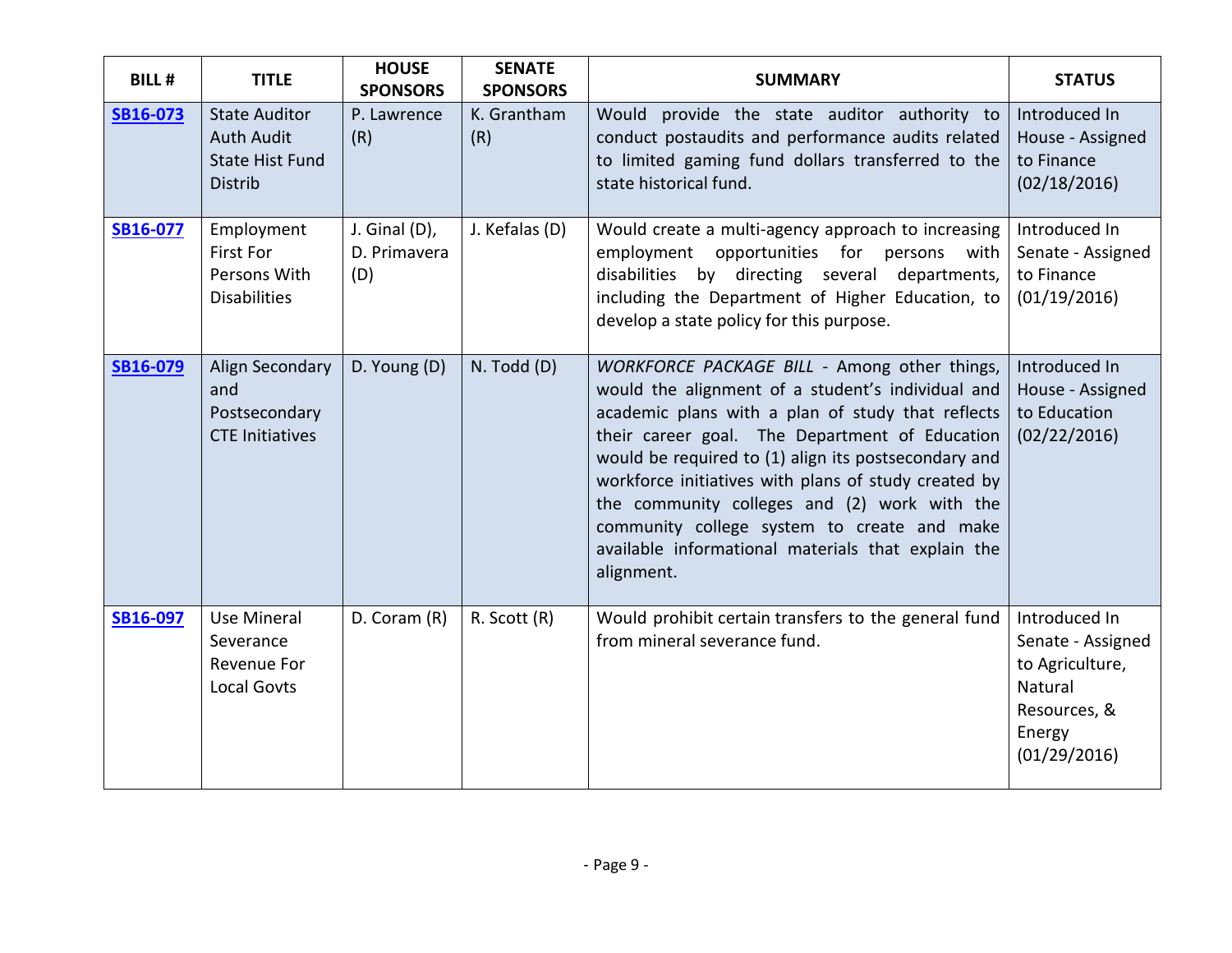| BILL # | TITLE | HOUSE SPONSORS | SENATE SPONSORS | SUMMARY | STATUS |
|---|---|---|---|---|---|
| **SB16-073** | State Auditor Auth Audit State Hist Fund Distrib | P. Lawrence (R) | K. Grantham (R) | Would provide the state auditor authority to conduct postaudits and performance audits related to limited gaming fund dollars transferred to the state historical fund. | Introduced In House - Assigned to Finance (02/18/2016) |
| **SB16-077** | Employment First For Persons With Disabilities | J. Ginal (D), D. Primavera (D) | J. Kefalas (D) | Would create a multi-agency approach to increasing employment opportunities for persons with disabilities by directing several departments, including the Department of Higher Education, to develop a state policy for this purpose. | Introduced In Senate - Assigned to Finance (01/19/2016) |
| **SB16-079** | Align Secondary and Postsecondary CTE Initiatives | D. Young (D) | N. Todd (D) | *WORKFORCE PACKAGE BILL* - Among other things, would the alignment of a student's individual and academic plans with a plan of study that reflects their career goal. The Department of Education would be required to (1) align its postsecondary and workforce initiatives with plans of study created by the community colleges and (2) work with the community college system to create and make available informational materials that explain the alignment. | Introduced In House - Assigned to Education (02/22/2016) |
| **SB16-097** | Use Mineral Severance Revenue For Local Govts | D. Coram (R) | R. Scott (R) | Would prohibit certain transfers to the general fund from mineral severance fund. | Introduced In Senate - Assigned to Agriculture, Natural Resources, & Energy (01/29/2016) |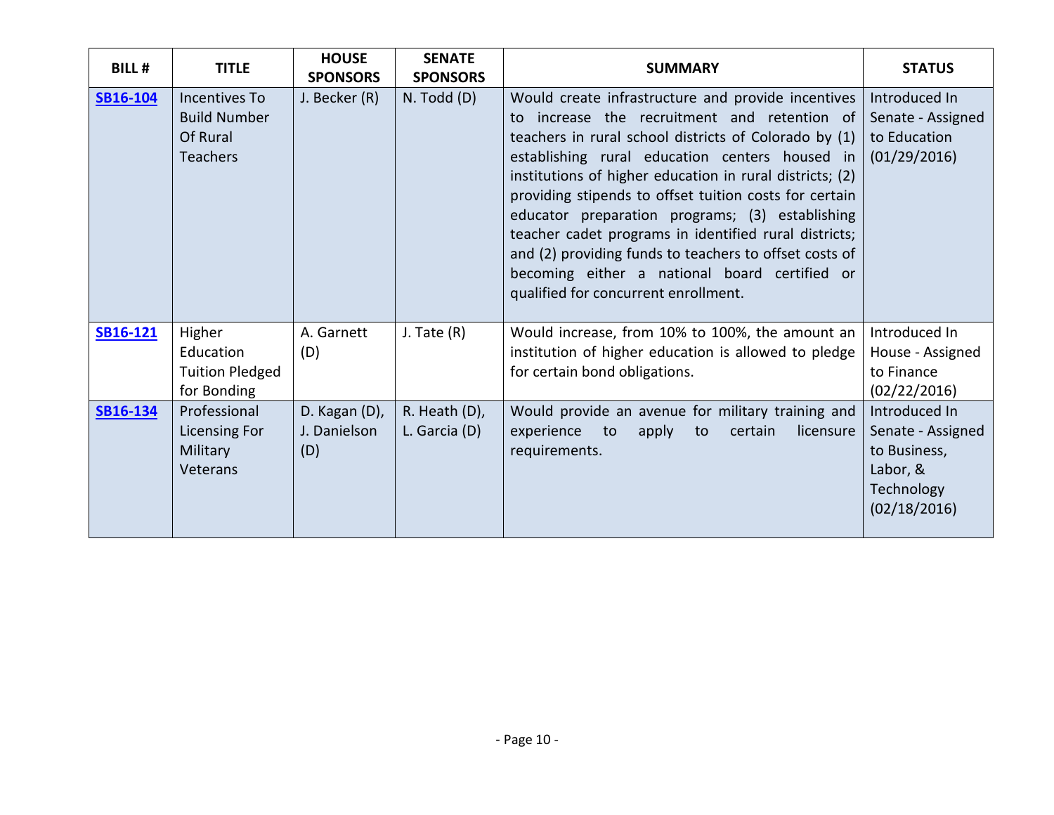| BILL # | TITLE | HOUSE SPONSORS | SENATE SPONSORS | SUMMARY | STATUS |
|---|---|---|---|---|---|
| **SB16-104** | Incentives To Build Number Of Rural Teachers | J. Becker (R) | N. Todd (D) | Would create infrastructure and provide incentives to increase the recruitment and retention of teachers in rural school districts of Colorado by (1) establishing rural education centers housed in institutions of higher education in rural districts; (2) providing stipends to offset tuition costs for certain educator preparation programs; (3) establishing teacher cadet programs in identified rural districts; and (2) providing funds to teachers to offset costs of becoming either a national board certified or qualified for concurrent enrollment. | Introduced In Senate - Assigned to Education (01/29/2016) |
| **SB16-121** | Higher Education Tuition Pledged for Bonding | A. Garnett (D) | J. Tate (R) | Would increase, from 10% to 100%, the amount an institution of higher education is allowed to pledge for certain bond obligations. | Introduced In House - Assigned to Finance (02/22/2016) |
| **SB16-134** | Professional Licensing For Military Veterans | D. Kagan (D), J. Danielson (D) | R. Heath (D), L. Garcia (D) | Would provide an avenue for military training and experience to apply to certain licensure requirements. | Introduced In Senate - Assigned to Business, Labor, & Technology (02/18/2016) |